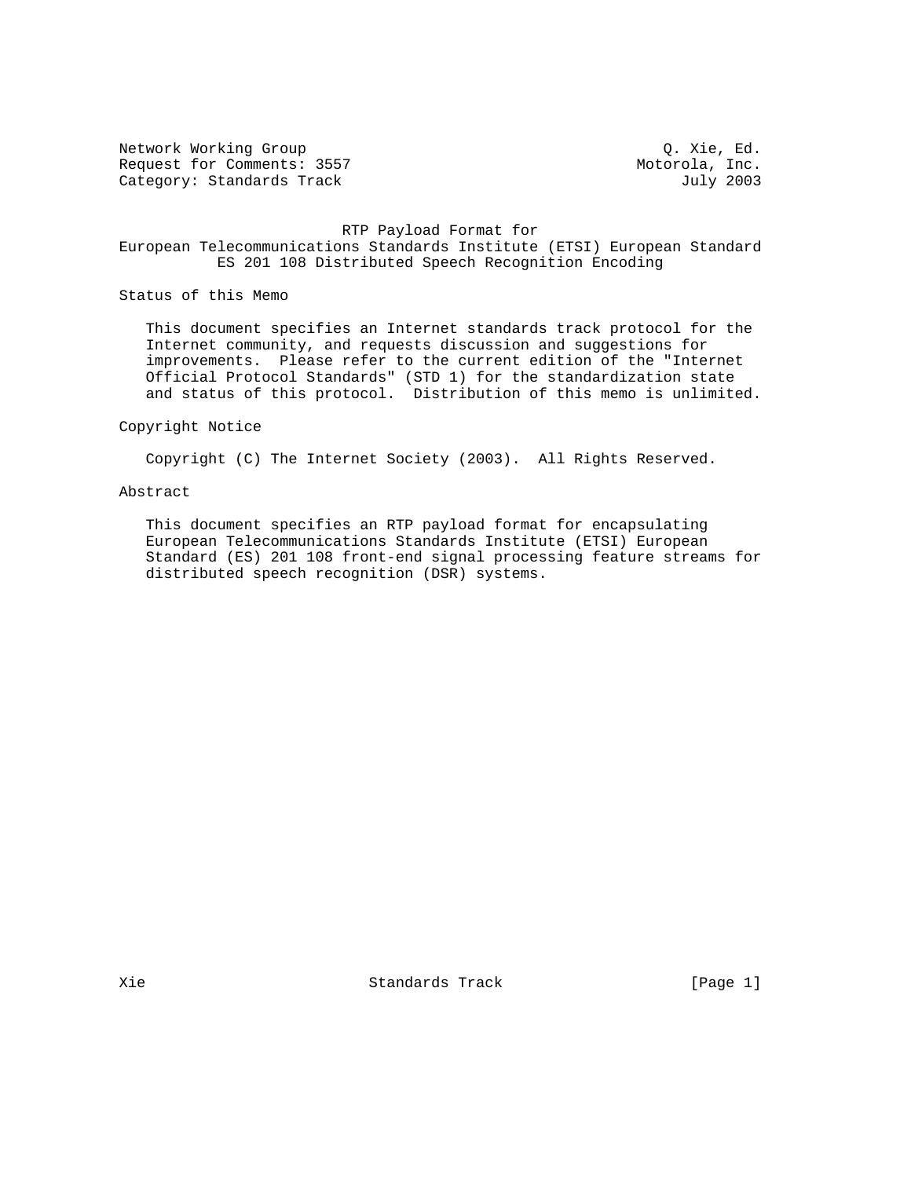Network Working Group Q. Xie, Ed.
Request for Comments: 3557 Motorola, Inc.
Category: Standards Track July 2003

# RTP Payload Format for European Telecommunications Standards Institute (ETSI) European Standard ES 201 108 Distributed Speech Recognition Encoding

## Status of this Memo

This document specifies an Internet standards track protocol for the Internet community, and requests discussion and suggestions for improvements. Please refer to the current edition of the "Internet Official Protocol Standards" (STD 1) for the standardization state and status of this protocol. Distribution of this memo is unlimited.

## Copyright Notice

Copyright (C) The Internet Society (2003). All Rights Reserved.

## Abstract

This document specifies an RTP payload format for encapsulating European Telecommunications Standards Institute (ETSI) European Standard (ES) 201 108 front-end signal processing feature streams for distributed speech recognition (DSR) systems.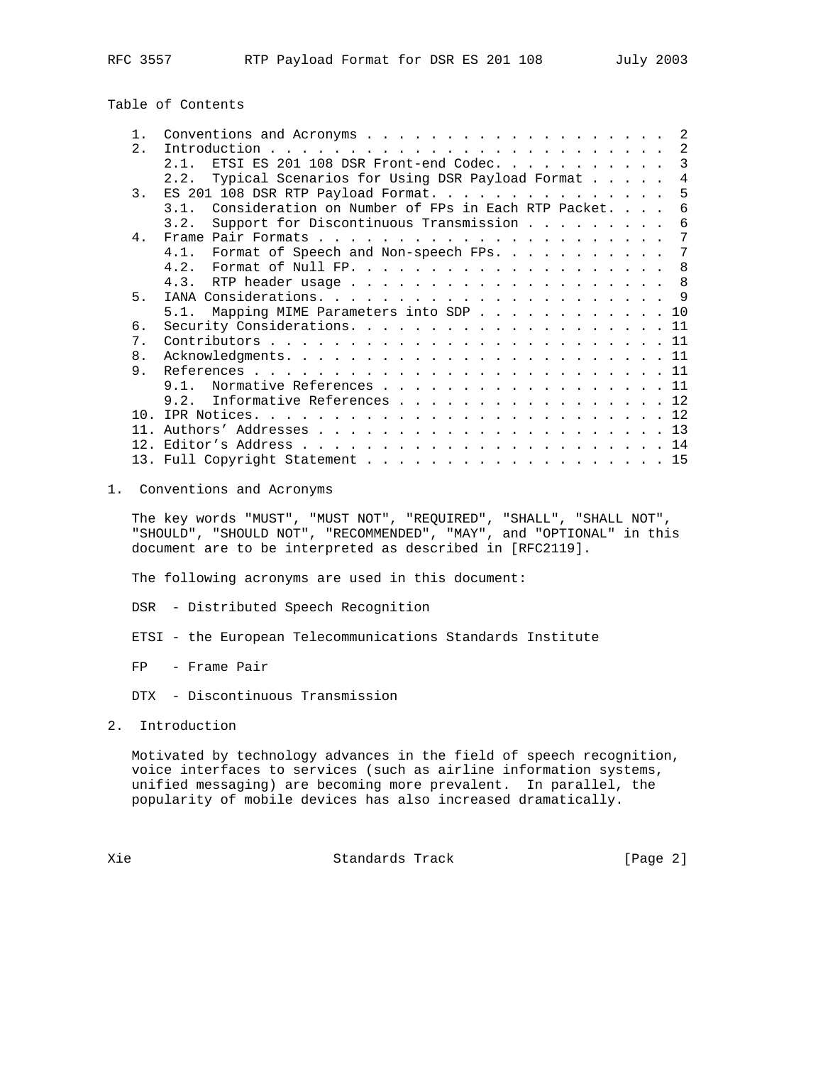Table of Contents

```
   1.  Conventions and Acronyms . . . . . . . . . . . . . . . . . . . .  2
   2.  Introduction . . . . . . . . . . . . . . . . . . . . . . . . . .  2
       2.1.  ETSI ES 201 108 DSR Front-end Codec. . . . . . . . . . .  3
       2.2.  Typical Scenarios for Using DSR Payload Format . . . . .  4
   3.  ES 201 108 DSR RTP Payload Format. . . . . . . . . . . . . . . .  5
       3.1.  Consideration on Number of FPs in Each RTP Packet. . . .  6
       3.2.  Support for Discontinuous Transmission . . . . . . . . .  6
   4.  Frame Pair Formats . . . . . . . . . . . . . . . . . . . . . . .  7
       4.1.  Format of Speech and Non-speech FPs. . . . . . . . . . .  7
       4.2.  Format of Null FP. . . . . . . . . . . . . . . . . . . .  8
       4.3.  RTP header usage . . . . . . . . . . . . . . . . . . . .  8
   5.  IANA Considerations. . . . . . . . . . . . . . . . . . . . . . .  9
       5.1.  Mapping MIME Parameters into SDP . . . . . . . . . . . . 10
   6.  Security Considerations. . . . . . . . . . . . . . . . . . . . . 11
   7.  Contributors . . . . . . . . . . . . . . . . . . . . . . . . . . 11
   8.  Acknowledgments. . . . . . . . . . . . . . . . . . . . . . . . . 11
   9.  References . . . . . . . . . . . . . . . . . . . . . . . . . . . 11
       9.1.  Normative References . . . . . . . . . . . . . . . . . . 11
       9.2.  Informative References . . . . . . . . . . . . . . . . . 12
   10. IPR Notices. . . . . . . . . . . . . . . . . . . . . . . . . . . 12
   11. Authors' Addresses . . . . . . . . . . . . . . . . . . . . . . . 13
   12. Editor's Address . . . . . . . . . . . . . . . . . . . . . . . . 14
   13. Full Copyright Statement . . . . . . . . . . . . . . . . . . . . 15
```

## 1. Conventions and Acronyms

The key words "MUST", "MUST NOT", "REQUIRED", "SHALL", "SHALL NOT", "SHOULD", "SHOULD NOT", "RECOMMENDED", "MAY", and "OPTIONAL" in this document are to be interpreted as described in [RFC2119].

The following acronyms are used in this document:

DSR  - Distributed Speech Recognition

ETSI - the European Telecommunications Standards Institute

FP   - Frame Pair

DTX  - Discontinuous Transmission

## 2. Introduction

Motivated by technology advances in the field of speech recognition, voice interfaces to services (such as airline information systems, unified messaging) are becoming more prevalent.  In parallel, the popularity of mobile devices has also increased dramatically.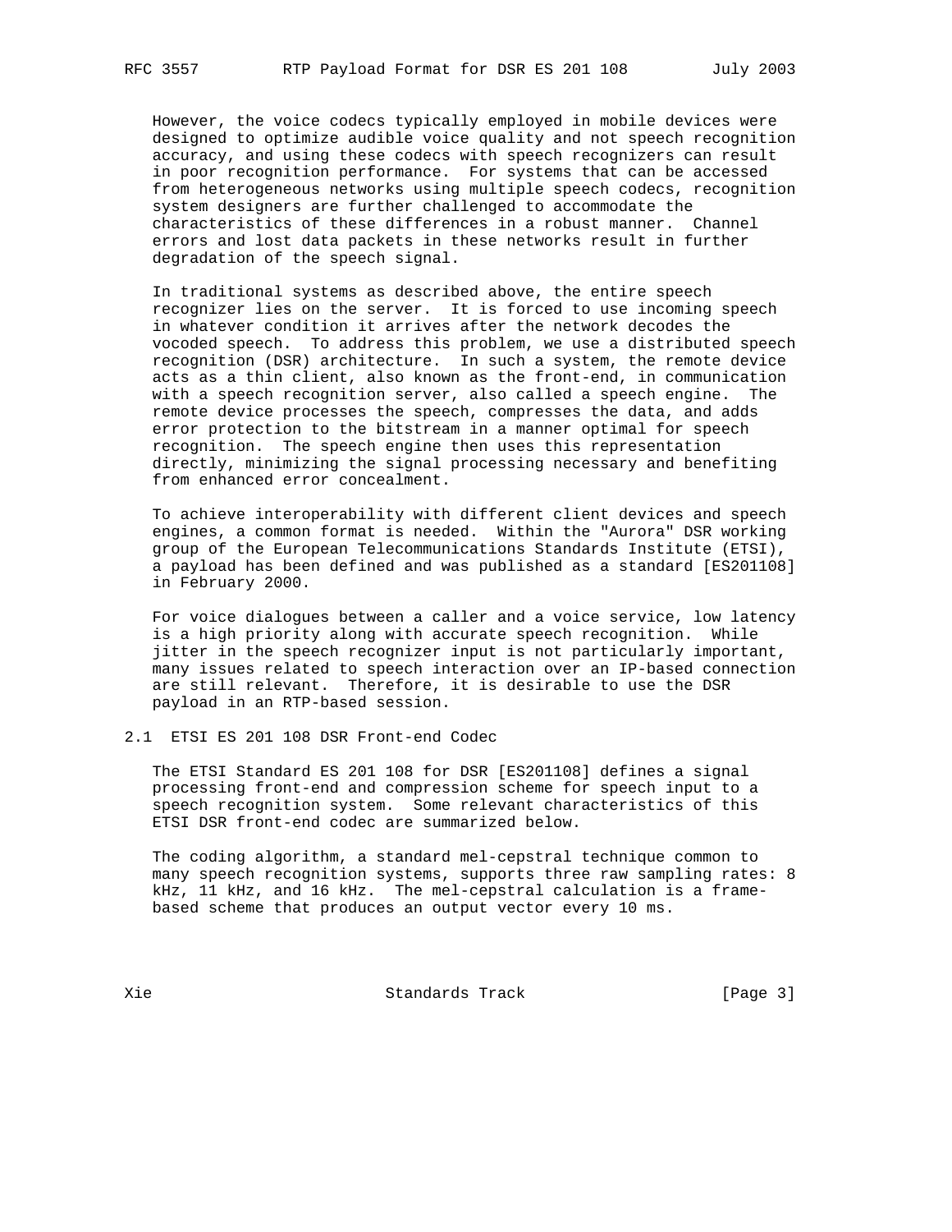However, the voice codecs typically employed in mobile devices were designed to optimize audible voice quality and not speech recognition accuracy, and using these codecs with speech recognizers can result in poor recognition performance. For systems that can be accessed from heterogeneous networks using multiple speech codecs, recognition system designers are further challenged to accommodate the characteristics of these differences in a robust manner. Channel errors and lost data packets in these networks result in further degradation of the speech signal.

In traditional systems as described above, the entire speech recognizer lies on the server. It is forced to use incoming speech in whatever condition it arrives after the network decodes the vocoded speech. To address this problem, we use a distributed speech recognition (DSR) architecture. In such a system, the remote device acts as a thin client, also known as the front-end, in communication with a speech recognition server, also called a speech engine. The remote device processes the speech, compresses the data, and adds error protection to the bitstream in a manner optimal for speech recognition. The speech engine then uses this representation directly, minimizing the signal processing necessary and benefiting from enhanced error concealment.

To achieve interoperability with different client devices and speech engines, a common format is needed. Within the "Aurora" DSR working group of the European Telecommunications Standards Institute (ETSI), a payload has been defined and was published as a standard [ES201108] in February 2000.

For voice dialogues between a caller and a voice service, low latency is a high priority along with accurate speech recognition. While jitter in the speech recognizer input is not particularly important, many issues related to speech interaction over an IP-based connection are still relevant. Therefore, it is desirable to use the DSR payload in an RTP-based session.

## 2.1 ETSI ES 201 108 DSR Front-end Codec

The ETSI Standard ES 201 108 for DSR [ES201108] defines a signal processing front-end and compression scheme for speech input to a speech recognition system. Some relevant characteristics of this ETSI DSR front-end codec are summarized below.

The coding algorithm, a standard mel-cepstral technique common to many speech recognition systems, supports three raw sampling rates: 8 kHz, 11 kHz, and 16 kHz. The mel-cepstral calculation is a frame-based scheme that produces an output vector every 10 ms.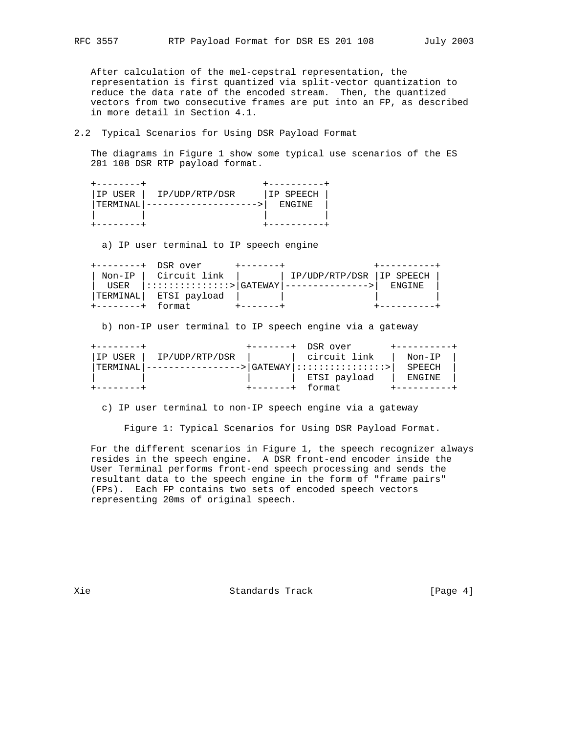After calculation of the mel-cepstral representation, the representation is first quantized via split-vector quantization to reduce the data rate of the encoded stream. Then, the quantized vectors from two consecutive frames are put into an FP, as described in more detail in Section 4.1.

## 2.2 Typical Scenarios for Using DSR Payload Format

The diagrams in Figure 1 show some typical use scenarios of the ES 201 108 DSR RTP payload format.

```
+--------+                     +----------+
|IP USER |  IP/UDP/RTP/DSR     |IP SPEECH |
|TERMINAL|-------------------->|  ENGINE  |
|        |                     |          |
+--------+                     +----------+

  a) IP user terminal to IP speech engine

+--------+  DSR over      +-------+                +----------+
| Non-IP |  Circuit link  |       | IP/UDP/RTP/DSR |IP SPEECH |
|  USER  |::::::::::::::>|GATEWAY|--------------->|  ENGINE  |
|TERMINAL|  ETSI payload  |       |                |          |
+--------+  format        +-------+                +----------+

  b) non-IP user terminal to IP speech engine via a gateway

+--------+                  +-------+  DSR over       +----------+
|IP USER |  IP/UDP/RTP/DSR  |       |  circuit link   |  Non-IP  |
|TERMINAL|----------------->|GATEWAY|::::::::::::::>|  SPEECH  |
|        |                  |       |  ETSI payload   |  ENGINE  |
+--------+                  +-------+  format         +----------+

  c) IP user terminal to non-IP speech engine via a gateway
```

Figure 1: Typical Scenarios for Using DSR Payload Format.

For the different scenarios in Figure 1, the speech recognizer always resides in the speech engine. A DSR front-end encoder inside the User Terminal performs front-end speech processing and sends the resultant data to the speech engine in the form of "frame pairs" (FPs). Each FP contains two sets of encoded speech vectors representing 20ms of original speech.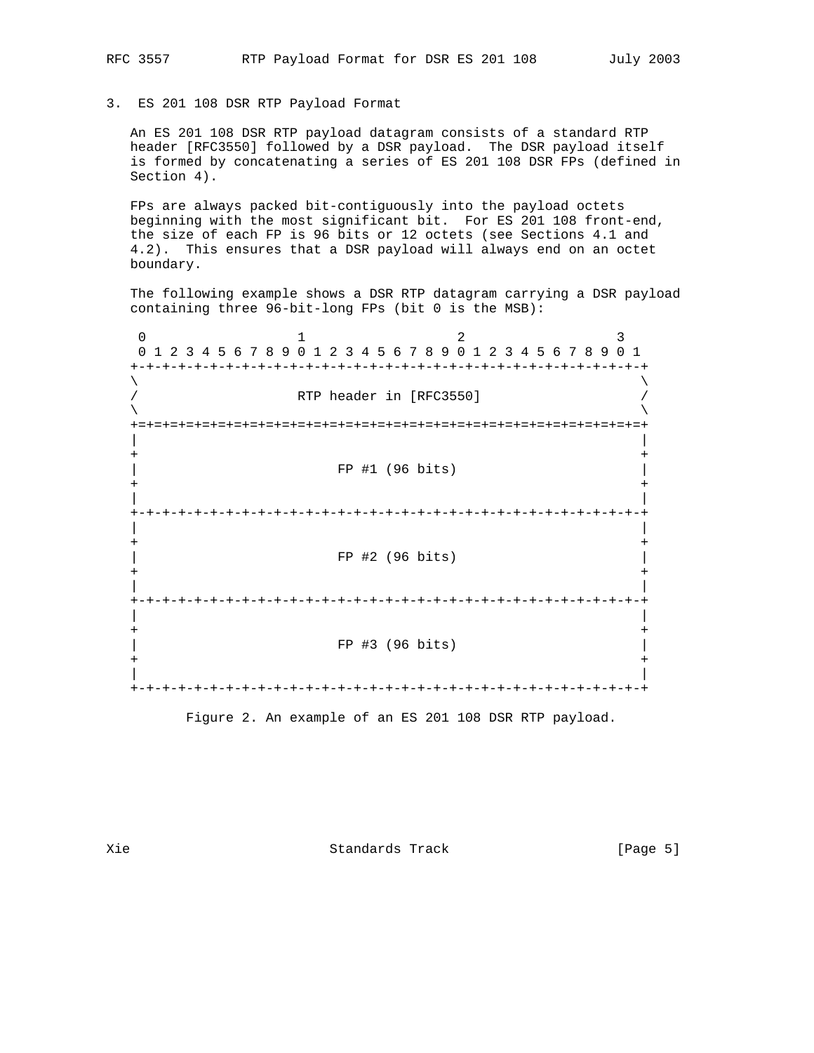## 3. ES 201 108 DSR RTP Payload Format

An ES 201 108 DSR RTP payload datagram consists of a standard RTP header [RFC3550] followed by a DSR payload. The DSR payload itself is formed by concatenating a series of ES 201 108 DSR FPs (defined in Section 4).

FPs are always packed bit-contiguously into the payload octets beginning with the most significant bit. For ES 201 108 front-end, the size of each FP is 96 bits or 12 octets (see Sections 4.1 and 4.2). This ensures that a DSR payload will always end on an octet boundary.

The following example shows a DSR RTP datagram carrying a DSR payload containing three 96-bit-long FPs (bit 0 is the MSB):

```
 0                   1                   2                   3
 0 1 2 3 4 5 6 7 8 9 0 1 2 3 4 5 6 7 8 9 0 1 2 3 4 5 6 7 8 9 0 1
+-+-+-+-+-+-+-+-+-+-+-+-+-+-+-+-+-+-+-+-+-+-+-+-+-+-+-+-+-+-+-+-+
\                                                               \
/                    RTP header in [RFC3550]                    /
\                                                               \
+=+=+=+=+=+=+=+=+=+=+=+=+=+=+=+=+=+=+=+=+=+=+=+=+=+=+=+=+=+=+=+=+
|                                                               |
+                                                               +
|                         FP #1 (96 bits)                       |
+                                                               +
|                                                               |
+-+-+-+-+-+-+-+-+-+-+-+-+-+-+-+-+-+-+-+-+-+-+-+-+-+-+-+-+-+-+-+-+
|                                                               |
+                                                               +
|                         FP #2 (96 bits)                       |
+                                                               +
|                                                               |
+-+-+-+-+-+-+-+-+-+-+-+-+-+-+-+-+-+-+-+-+-+-+-+-+-+-+-+-+-+-+-+-+
|                                                               |
+                                                               +
|                         FP #3 (96 bits)                       |
+                                                               +
|                                                               |
+-+-+-+-+-+-+-+-+-+-+-+-+-+-+-+-+-+-+-+-+-+-+-+-+-+-+-+-+-+-+-+-+
```

Figure 2. An example of an ES 201 108 DSR RTP payload.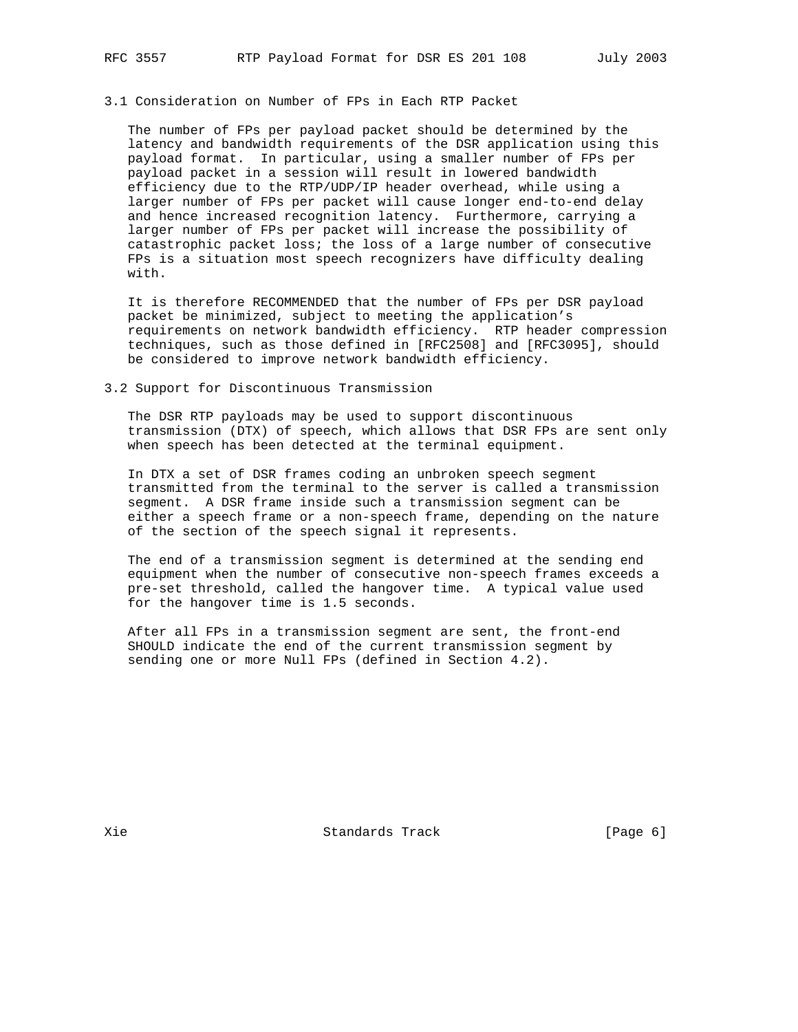### 3.1 Consideration on Number of FPs in Each RTP Packet

The number of FPs per payload packet should be determined by the latency and bandwidth requirements of the DSR application using this payload format. In particular, using a smaller number of FPs per payload packet in a session will result in lowered bandwidth efficiency due to the RTP/UDP/IP header overhead, while using a larger number of FPs per packet will cause longer end-to-end delay and hence increased recognition latency. Furthermore, carrying a larger number of FPs per packet will increase the possibility of catastrophic packet loss; the loss of a large number of consecutive FPs is a situation most speech recognizers have difficulty dealing with.

It is therefore RECOMMENDED that the number of FPs per DSR payload packet be minimized, subject to meeting the application's requirements on network bandwidth efficiency. RTP header compression techniques, such as those defined in [RFC2508] and [RFC3095], should be considered to improve network bandwidth efficiency.

### 3.2 Support for Discontinuous Transmission

The DSR RTP payloads may be used to support discontinuous transmission (DTX) of speech, which allows that DSR FPs are sent only when speech has been detected at the terminal equipment.

In DTX a set of DSR frames coding an unbroken speech segment transmitted from the terminal to the server is called a transmission segment. A DSR frame inside such a transmission segment can be either a speech frame or a non-speech frame, depending on the nature of the section of the speech signal it represents.

The end of a transmission segment is determined at the sending end equipment when the number of consecutive non-speech frames exceeds a pre-set threshold, called the hangover time. A typical value used for the hangover time is 1.5 seconds.

After all FPs in a transmission segment are sent, the front-end SHOULD indicate the end of the current transmission segment by sending one or more Null FPs (defined in Section 4.2).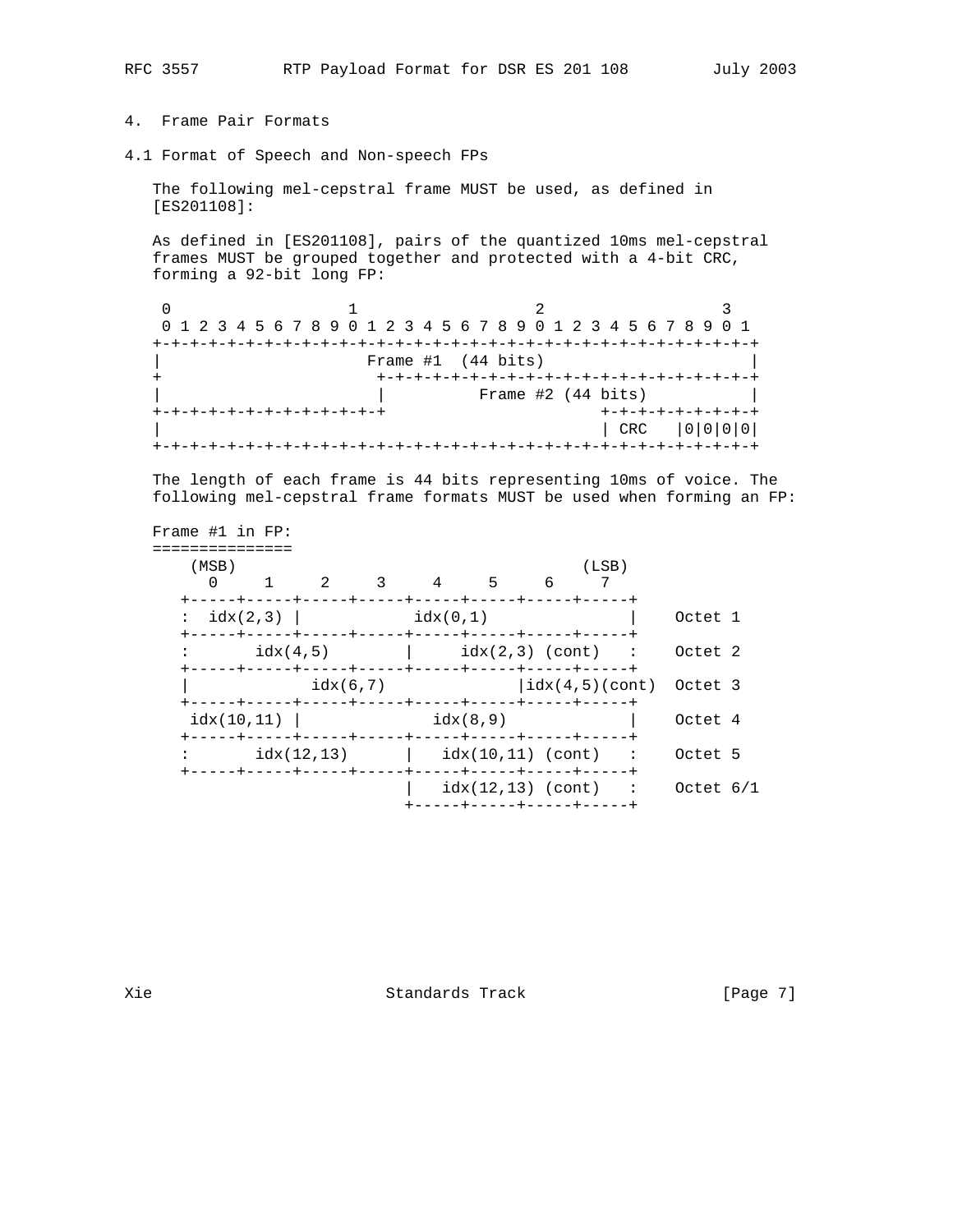## 4. Frame Pair Formats

### 4.1 Format of Speech and Non-speech FPs

The following mel-cepstral frame MUST be used, as defined in [ES201108]:

As defined in [ES201108], pairs of the quantized 10ms mel-cepstral frames MUST be grouped together and protected with a 4-bit CRC, forming a 92-bit long FP:

```
 0                   1                   2                   3
 0 1 2 3 4 5 6 7 8 9 0 1 2 3 4 5 6 7 8 9 0 1 2 3 4 5 6 7 8 9 0 1
+-+-+-+-+-+-+-+-+-+-+-+-+-+-+-+-+-+-+-+-+-+-+-+-+-+-+-+-+-+-+-+-+
|                     Frame #1  (44 bits)                         |
+                      +-+-+-+-+-+-+-+-+-+-+-+-+-+-+-+-+-+-+-+-+-+
|                      |          Frame #2 (44 bits)              |
+-+-+-+-+-+-+-+-+-+-+-+-+                      +-+-+-+-+-+-+-+-+-+
|                                              | CRC   |0|0|0|0|
+-+-+-+-+-+-+-+-+-+-+-+-+-+-+-+-+-+-+-+-+-+-+-+-+-+-+-+-+-+-+-+-+
```

The length of each frame is 44 bits representing 10ms of voice. The following mel-cepstral frame formats MUST be used when forming an FP:

```
Frame #1 in FP:
===============
    (MSB)                                     (LSB)
      0     1     2     3     4     5     6     7
   +-----+-----+-----+-----+-----+-----+-----+-----+
   :  idx(2,3) |           idx(0,1)                |    Octet 1
   +-----+-----+-----+-----+-----+-----+-----+-----+
   :       idx(4,5)        |     idx(2,3) (cont)   :    Octet 2
   +-----+-----+-----+-----+-----+-----+-----+-----+
   |            idx(6,7)               |idx(4,5)(cont)  Octet 3
   +-----+-----+-----+-----+-----+-----+-----+-----+
    idx(10,11) |              idx(8,9)             |    Octet 4
   +-----+-----+-----+-----+-----+-----+-----+-----+
   :       idx(12,13)      |   idx(10,11) (cont)   :    Octet 5
   +-----+-----+-----+-----+-----+-----+-----+-----+
                           |   idx(12,13) (cont)   :    Octet 6/1
                           +-----+-----+-----+-----+
```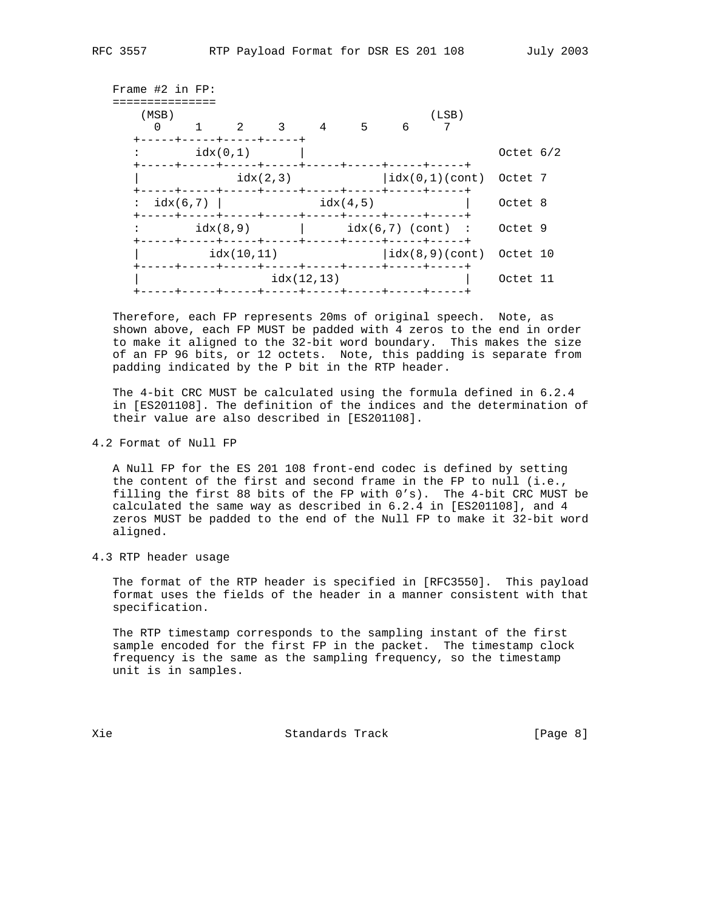Frame #2 in FP:
===============

```
    (MSB)                                          (LSB)
      0     1     2     3     4     5     6     7
   +-----+-----+-----+-----+
   :        idx(0,1)       |                               Octet 6/2
   +-----+-----+-----+-----+-----+-----+-----+-----+
   |              idx(2,3)             |idx(0,1)(cont)  Octet 7
   +-----+-----+-----+-----+-----+-----+-----+-----+
   :  idx(6,7) |            idx(4,5)               |    Octet 8
   +-----+-----+-----+-----+-----+-----+-----+-----+
   :        idx(8,9)       |      idx(6,7) (cont)  :    Octet 9
   +-----+-----+-----+-----+-----+-----+-----+-----+
   |          idx(10,11)               |idx(8,9)(cont)  Octet 10
   +-----+-----+-----+-----+-----+-----+-----+-----+
   |                  idx(12,13)                   |    Octet 11
   +-----+-----+-----+-----+-----+-----+-----+-----+
```

Therefore, each FP represents 20ms of original speech. Note, as shown above, each FP MUST be padded with 4 zeros to the end in order to make it aligned to the 32-bit word boundary. This makes the size of an FP 96 bits, or 12 octets. Note, this padding is separate from padding indicated by the P bit in the RTP header.

The 4-bit CRC MUST be calculated using the formula defined in 6.2.4 in [ES201108]. The definition of the indices and the determination of their value are also described in [ES201108].

## 4.2 Format of Null FP

A Null FP for the ES 201 108 front-end codec is defined by setting the content of the first and second frame in the FP to null (i.e., filling the first 88 bits of the FP with 0's). The 4-bit CRC MUST be calculated the same way as described in 6.2.4 in [ES201108], and 4 zeros MUST be padded to the end of the Null FP to make it 32-bit word aligned.

## 4.3 RTP header usage

The format of the RTP header is specified in [RFC3550]. This payload format uses the fields of the header in a manner consistent with that specification.

The RTP timestamp corresponds to the sampling instant of the first sample encoded for the first FP in the packet. The timestamp clock frequency is the same as the sampling frequency, so the timestamp unit is in samples.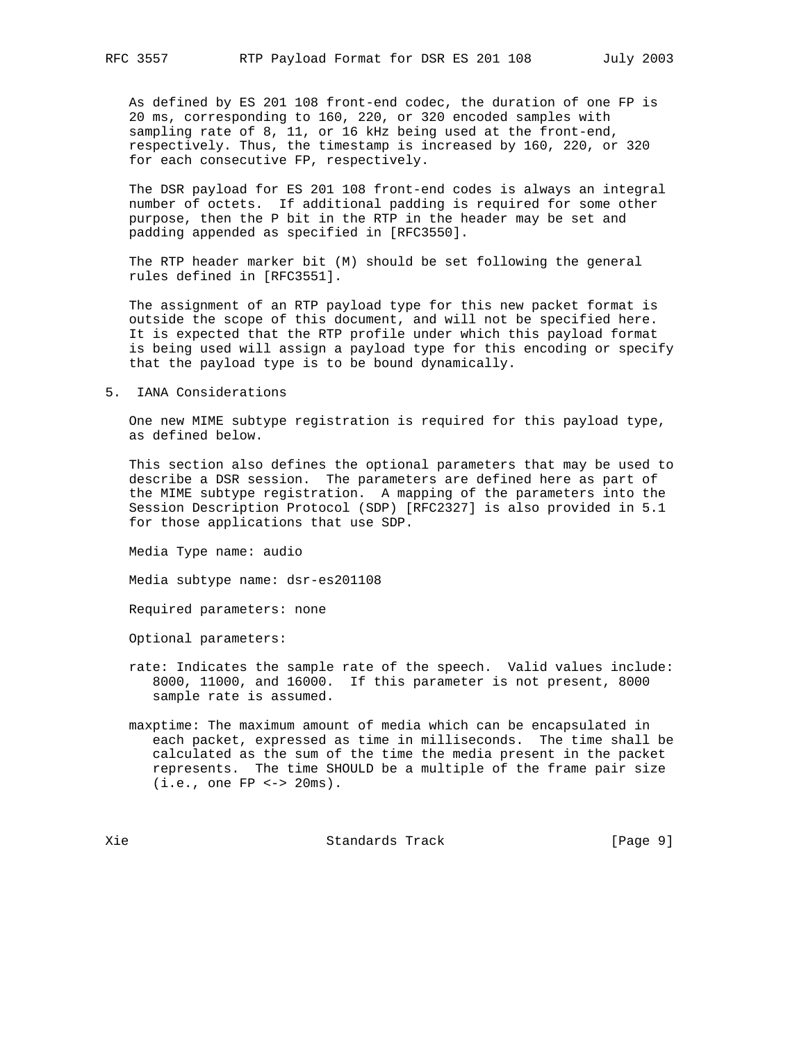As defined by ES 201 108 front-end codec, the duration of one FP is 20 ms, corresponding to 160, 220, or 320 encoded samples with sampling rate of 8, 11, or 16 kHz being used at the front-end, respectively. Thus, the timestamp is increased by 160, 220, or 320 for each consecutive FP, respectively.

The DSR payload for ES 201 108 front-end codes is always an integral number of octets. If additional padding is required for some other purpose, then the P bit in the RTP in the header may be set and padding appended as specified in [RFC3550].

The RTP header marker bit (M) should be set following the general rules defined in [RFC3551].

The assignment of an RTP payload type for this new packet format is outside the scope of this document, and will not be specified here. It is expected that the RTP profile under which this payload format is being used will assign a payload type for this encoding or specify that the payload type is to be bound dynamically.

## 5. IANA Considerations

One new MIME subtype registration is required for this payload type, as defined below.

This section also defines the optional parameters that may be used to describe a DSR session. The parameters are defined here as part of the MIME subtype registration. A mapping of the parameters into the Session Description Protocol (SDP) [RFC2327] is also provided in 5.1 for those applications that use SDP.

Media Type name: audio

Media subtype name: dsr-es201108

Required parameters: none

Optional parameters:

rate: Indicates the sample rate of the speech. Valid values include: 8000, 11000, and 16000. If this parameter is not present, 8000 sample rate is assumed.

maxptime: The maximum amount of media which can be encapsulated in each packet, expressed as time in milliseconds. The time shall be calculated as the sum of the time the media present in the packet represents. The time SHOULD be a multiple of the frame pair size (i.e., one FP <-> 20ms).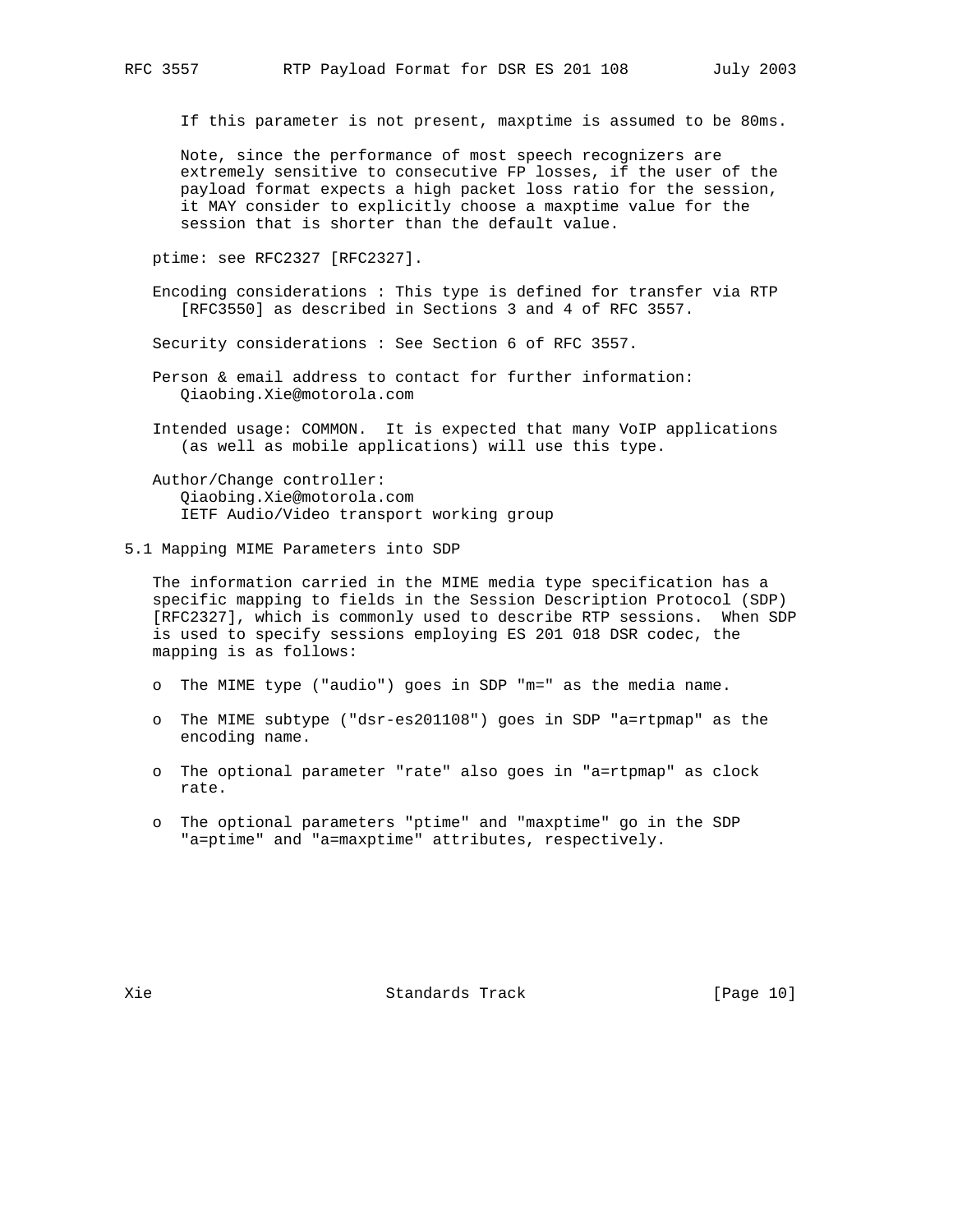If this parameter is not present, maxptime is assumed to be 80ms.

Note, since the performance of most speech recognizers are extremely sensitive to consecutive FP losses, if the user of the payload format expects a high packet loss ratio for the session, it MAY consider to explicitly choose a maxptime value for the session that is shorter than the default value.

ptime: see RFC2327 [RFC2327].

Encoding considerations : This type is defined for transfer via RTP [RFC3550] as described in Sections 3 and 4 of RFC 3557.

Security considerations : See Section 6 of RFC 3557.

Person & email address to contact for further information: Qiaobing.Xie@motorola.com

Intended usage: COMMON. It is expected that many VoIP applications (as well as mobile applications) will use this type.

Author/Change controller:
Qiaobing.Xie@motorola.com
IETF Audio/Video transport working group

## 5.1 Mapping MIME Parameters into SDP

The information carried in the MIME media type specification has a specific mapping to fields in the Session Description Protocol (SDP) [RFC2327], which is commonly used to describe RTP sessions. When SDP is used to specify sessions employing ES 201 018 DSR codec, the mapping is as follows:

- o The MIME type ("audio") goes in SDP "m=" as the media name.
- o The MIME subtype ("dsr-es201108") goes in SDP "a=rtpmap" as the encoding name.
- o The optional parameter "rate" also goes in "a=rtpmap" as clock rate.
- o The optional parameters "ptime" and "maxptime" go in the SDP "a=ptime" and "a=maxptime" attributes, respectively.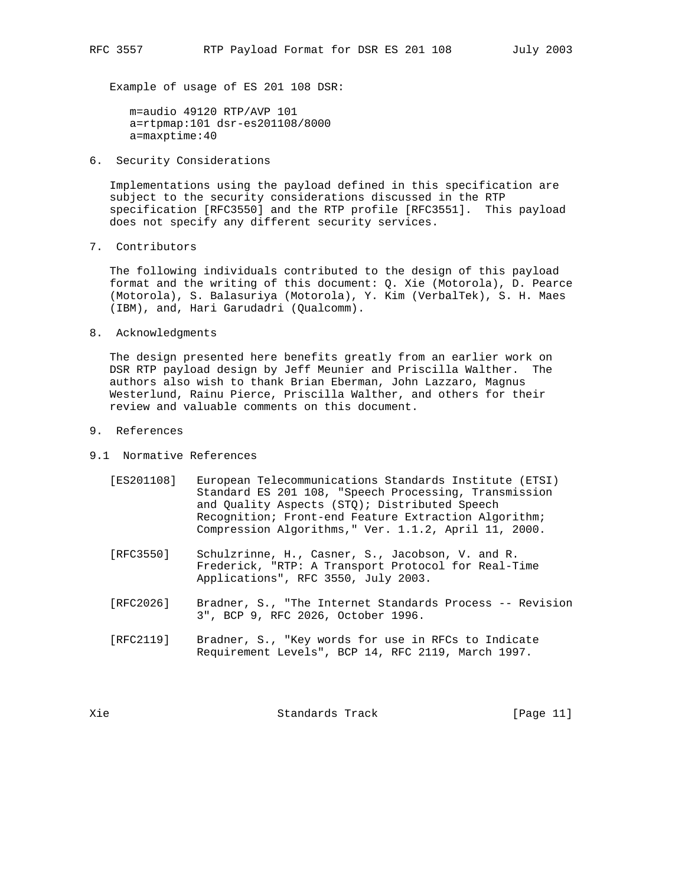Example of usage of ES 201 108 DSR:

```
m=audio 49120 RTP/AVP 101
a=rtpmap:101 dsr-es201108/8000
a=maxptime:40
```

## 6. Security Considerations

Implementations using the payload defined in this specification are subject to the security considerations discussed in the RTP specification [RFC3550] and the RTP profile [RFC3551]. This payload does not specify any different security services.

## 7. Contributors

The following individuals contributed to the design of this payload format and the writing of this document: Q. Xie (Motorola), D. Pearce (Motorola), S. Balasuriya (Motorola), Y. Kim (VerbalTek), S. H. Maes (IBM), and, Hari Garudadri (Qualcomm).

## 8. Acknowledgments

The design presented here benefits greatly from an earlier work on DSR RTP payload design by Jeff Meunier and Priscilla Walther. The authors also wish to thank Brian Eberman, John Lazzaro, Magnus Westerlund, Rainu Pierce, Priscilla Walther, and others for their review and valuable comments on this document.

## 9. References

### 9.1 Normative References

[ES201108] European Telecommunications Standards Institute (ETSI) Standard ES 201 108, "Speech Processing, Transmission and Quality Aspects (STQ); Distributed Speech Recognition; Front-end Feature Extraction Algorithm; Compression Algorithms," Ver. 1.1.2, April 11, 2000.

[RFC3550] Schulzrinne, H., Casner, S., Jacobson, V. and R. Frederick, "RTP: A Transport Protocol for Real-Time Applications", RFC 3550, July 2003.

[RFC2026] Bradner, S., "The Internet Standards Process -- Revision 3", BCP 9, RFC 2026, October 1996.

[RFC2119] Bradner, S., "Key words for use in RFCs to Indicate Requirement Levels", BCP 14, RFC 2119, March 1997.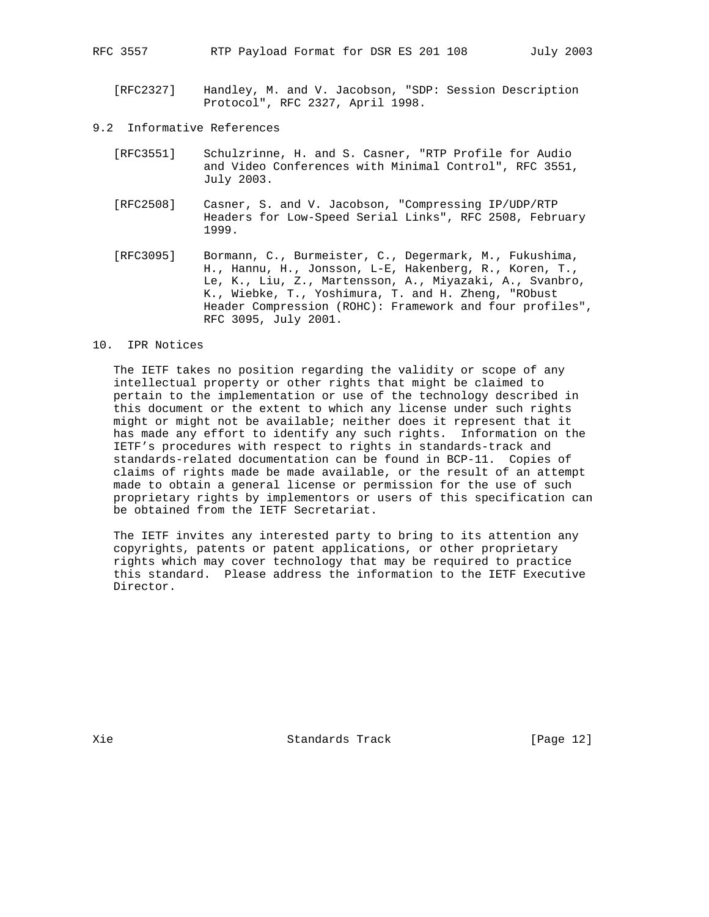[RFC2327] Handley, M. and V. Jacobson, "SDP: Session Description Protocol", RFC 2327, April 1998.

## 9.2 Informative References

[RFC3551] Schulzrinne, H. and S. Casner, "RTP Profile for Audio and Video Conferences with Minimal Control", RFC 3551, July 2003.

[RFC2508] Casner, S. and V. Jacobson, "Compressing IP/UDP/RTP Headers for Low-Speed Serial Links", RFC 2508, February 1999.

[RFC3095] Bormann, C., Burmeister, C., Degermark, M., Fukushima, H., Hannu, H., Jonsson, L-E, Hakenberg, R., Koren, T., Le, K., Liu, Z., Martensson, A., Miyazaki, A., Svanbro, K., Wiebke, T., Yoshimura, T. and H. Zheng, "RObust Header Compression (ROHC): Framework and four profiles", RFC 3095, July 2001.

# 10. IPR Notices

The IETF takes no position regarding the validity or scope of any intellectual property or other rights that might be claimed to pertain to the implementation or use of the technology described in this document or the extent to which any license under such rights might or might not be available; neither does it represent that it has made any effort to identify any such rights. Information on the IETF's procedures with respect to rights in standards-track and standards-related documentation can be found in BCP-11. Copies of claims of rights made be made available, or the result of an attempt made to obtain a general license or permission for the use of such proprietary rights by implementors or users of this specification can be obtained from the IETF Secretariat.

The IETF invites any interested party to bring to its attention any copyrights, patents or patent applications, or other proprietary rights which may cover technology that may be required to practice this standard. Please address the information to the IETF Executive Director.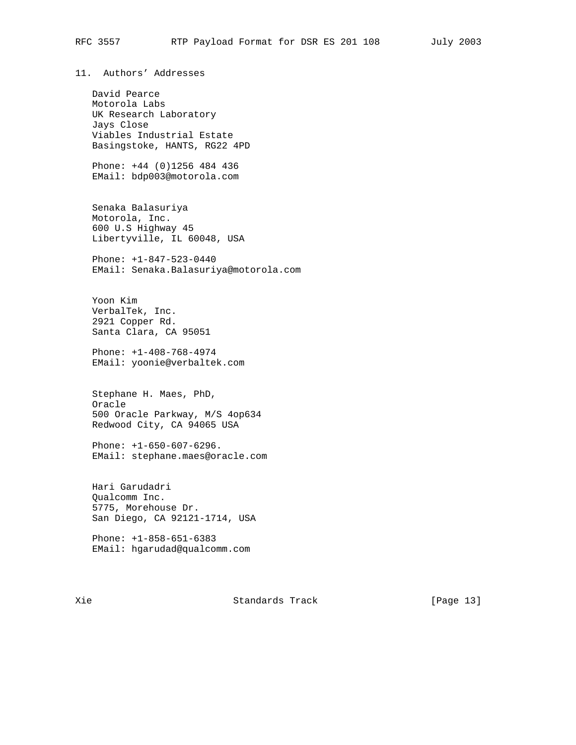## 11. Authors' Addresses

David Pearce
Motorola Labs
UK Research Laboratory
Jays Close
Viables Industrial Estate
Basingstoke, HANTS, RG22 4PD

Phone: +44 (0)1256 484 436
EMail: bdp003@motorola.com

Senaka Balasuriya
Motorola, Inc.
600 U.S Highway 45
Libertyville, IL 60048, USA

Phone: +1-847-523-0440
EMail: Senaka.Balasuriya@motorola.com

Yoon Kim
VerbalTek, Inc.
2921 Copper Rd.
Santa Clara, CA 95051

Phone: +1-408-768-4974
EMail: yoonie@verbaltek.com

Stephane H. Maes, PhD,
Oracle
500 Oracle Parkway, M/S 4op634
Redwood City, CA 94065 USA

Phone: +1-650-607-6296.
EMail: stephane.maes@oracle.com

Hari Garudadri
Qualcomm Inc.
5775, Morehouse Dr.
San Diego, CA 92121-1714, USA

Phone: +1-858-651-6383
EMail: hgarudad@qualcomm.com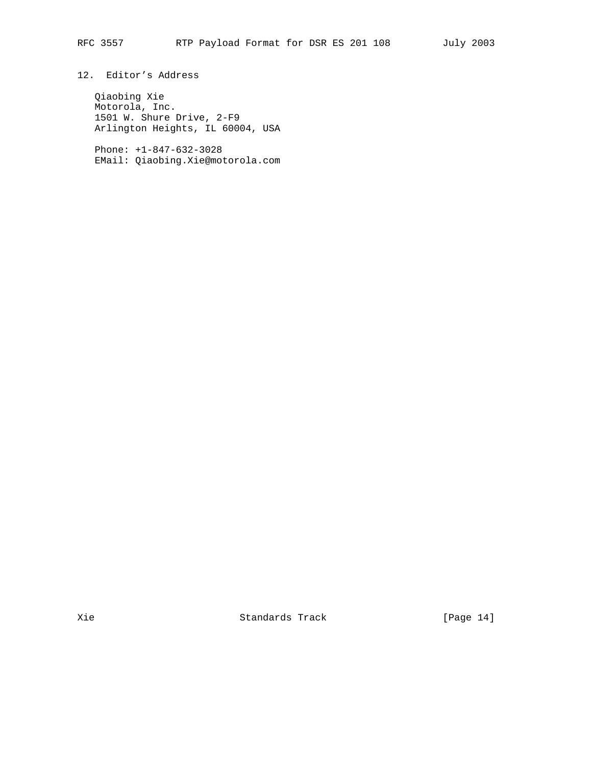## 12. Editor's Address

Qiaobing Xie
Motorola, Inc.
1501 W. Shure Drive, 2-F9
Arlington Heights, IL 60004, USA

Phone: +1-847-632-3028
EMail: Qiaobing.Xie@motorola.com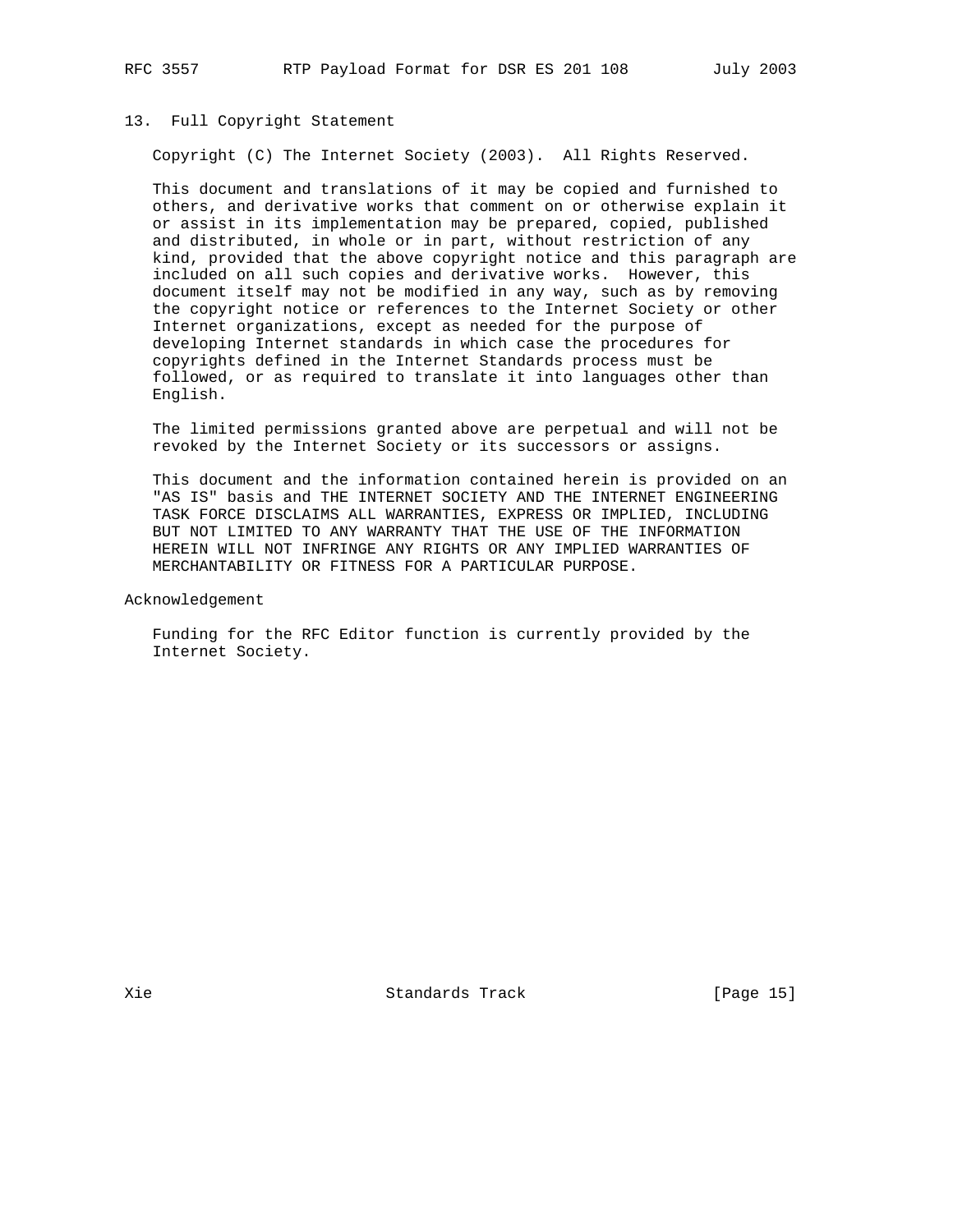## 13. Full Copyright Statement

Copyright (C) The Internet Society (2003). All Rights Reserved.

This document and translations of it may be copied and furnished to others, and derivative works that comment on or otherwise explain it or assist in its implementation may be prepared, copied, published and distributed, in whole or in part, without restriction of any kind, provided that the above copyright notice and this paragraph are included on all such copies and derivative works. However, this document itself may not be modified in any way, such as by removing the copyright notice or references to the Internet Society or other Internet organizations, except as needed for the purpose of developing Internet standards in which case the procedures for copyrights defined in the Internet Standards process must be followed, or as required to translate it into languages other than English.

The limited permissions granted above are perpetual and will not be revoked by the Internet Society or its successors or assigns.

This document and the information contained herein is provided on an "AS IS" basis and THE INTERNET SOCIETY AND THE INTERNET ENGINEERING TASK FORCE DISCLAIMS ALL WARRANTIES, EXPRESS OR IMPLIED, INCLUDING BUT NOT LIMITED TO ANY WARRANTY THAT THE USE OF THE INFORMATION HEREIN WILL NOT INFRINGE ANY RIGHTS OR ANY IMPLIED WARRANTIES OF MERCHANTABILITY OR FITNESS FOR A PARTICULAR PURPOSE.

## Acknowledgement

Funding for the RFC Editor function is currently provided by the Internet Society.